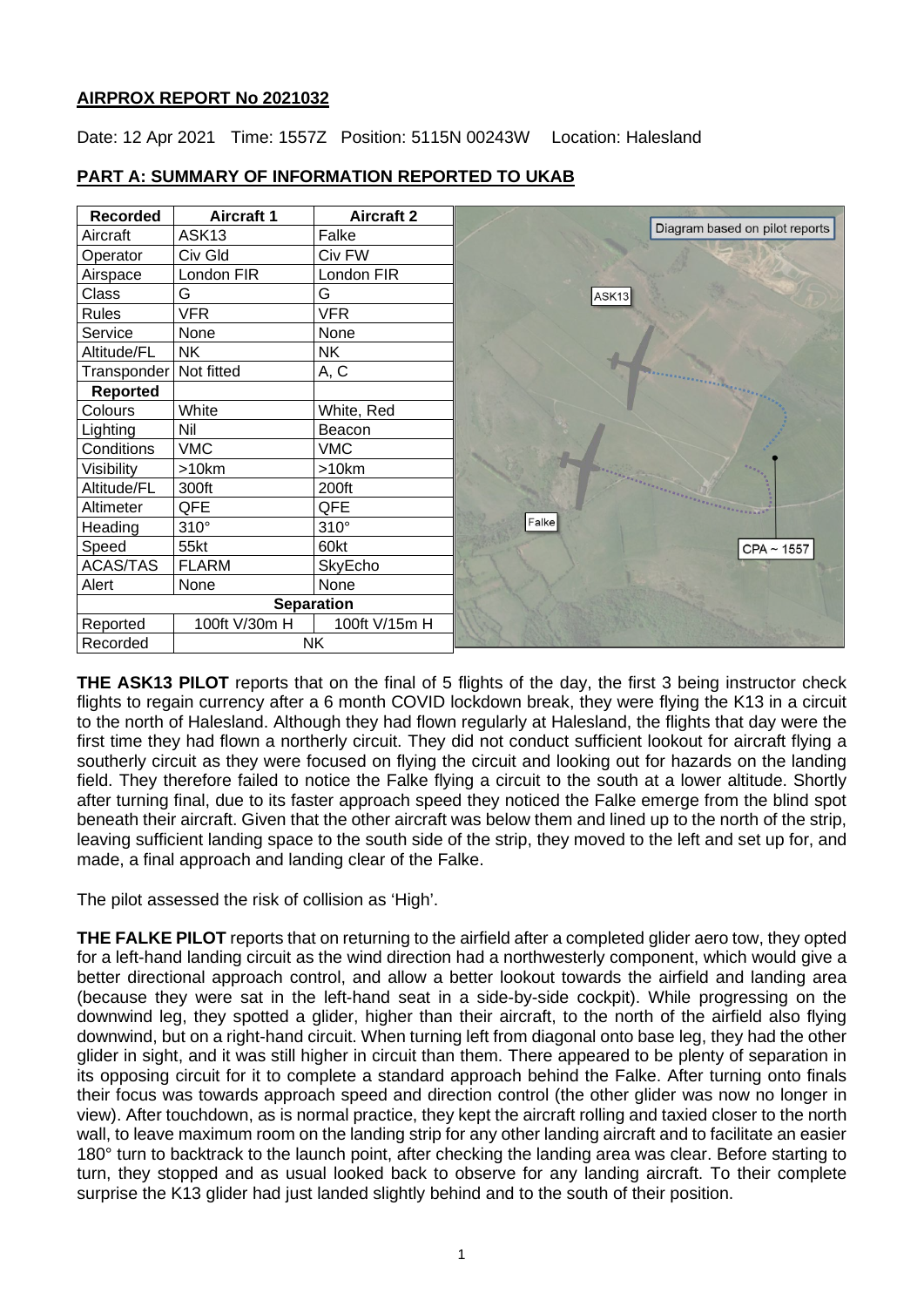**AIRPROX REPORT No 2021032**

Date: 12 Apr 2021 Time: 1557Z Position: 5115N 00243W Location: Halesland

## PART A: SUMMARY OF INFORMATION REPORTED TO UKAB

| Recorded | Aircraft 1 | Aircraft 2 |
|---|---|---|
| Aircraft | ASK13 | Falke |
| Operator | Civ Gld | Civ FW |
| Airspace | London FIR | London FIR |
| Class | G | G |
| Rules | VFR | VFR |
| Service | None | None |
| Altitude/FL | NK | NK |
| Transponder | Not fitted | A, C |
| **Reported** | | |
| Colours | White | White, Red |
| Lighting | Nil | Beacon |
| Conditions | VMC | VMC |
| Visibility | >10km | >10km |
| Altitude/FL | 300ft | 200ft |
| Altimeter | QFE | QFE |
| Heading | 310° | 310° |
| Speed | 55kt | 60kt |
| ACAS/TAS | FLARM | SkyEcho |
| Alert | None | None |
| **Separation** | | |
| Reported | 100ft V/30m H | 100ft V/15m H |
| Recorded | NK | |

Diagram based on pilot reports

ASK13

Falke

CPA ~ 1557

**THE ASK13 PILOT** reports that on the final of 5 flights of the day, the first 3 being instructor check flights to regain currency after a 6 month COVID lockdown break, they were flying the K13 in a circuit to the north of Halesland. Although they had flown regularly at Halesland, the flights that day were the first time they had flown a northerly circuit. They did not conduct sufficient lookout for aircraft flying a southerly circuit as they were focused on flying the circuit and looking out for hazards on the landing field. They therefore failed to notice the Falke flying a circuit to the south at a lower altitude. Shortly after turning final, due to its faster approach speed they noticed the Falke emerge from the blind spot beneath their aircraft. Given that the other aircraft was below them and lined up to the north of the strip, leaving sufficient landing space to the south side of the strip, they moved to the left and set up for, and made, a final approach and landing clear of the Falke.

The pilot assessed the risk of collision as 'High'.

**THE FALKE PILOT** reports that on returning to the airfield after a completed glider aero tow, they opted for a left-hand landing circuit as the wind direction had a northwesterly component, which would give a better directional approach control, and allow a better lookout towards the airfield and landing area (because they were sat in the left-hand seat in a side-by-side cockpit). While progressing on the downwind leg, they spotted a glider, higher than their aircraft, to the north of the airfield also flying downwind, but on a right-hand circuit. When turning left from diagonal onto base leg, they had the other glider in sight, and it was still higher in circuit than them. There appeared to be plenty of separation in its opposing circuit for it to complete a standard approach behind the Falke. After turning onto finals their focus was towards approach speed and direction control (the other glider was now no longer in view). After touchdown, as is normal practice, they kept the aircraft rolling and taxied closer to the north wall, to leave maximum room on the landing strip for any other landing aircraft and to facilitate an easier 180° turn to backtrack to the launch point, after checking the landing area was clear. Before starting to turn, they stopped and as usual looked back to observe for any landing aircraft. To their complete surprise the K13 glider had just landed slightly behind and to the south of their position.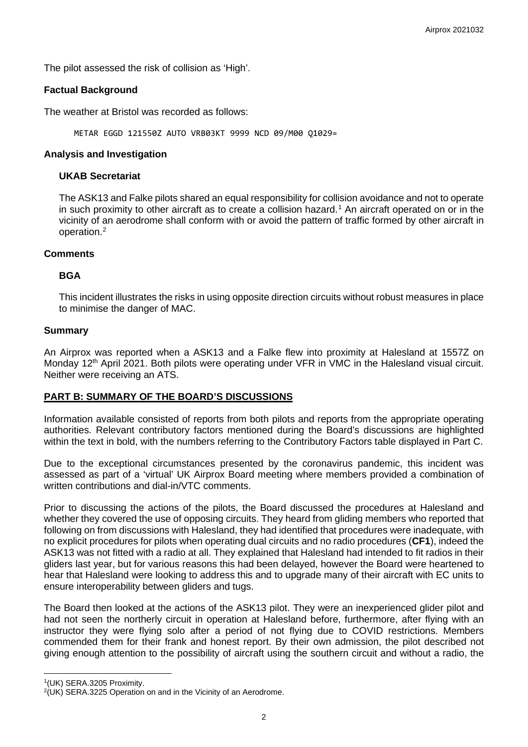The pilot assessed the risk of collision as 'High'.

### Factual Background

The weather at Bristol was recorded as follows:

```
METAR EGGD 121550Z AUTO VRB03KT 9999 NCD 09/M00 Q1029=
```

### Analysis and Investigation

#### UKAB Secretariat

The ASK13 and Falke pilots shared an equal responsibility for collision avoidance and not to operate in such proximity to other aircraft as to create a collision hazard.[1] An aircraft operated on or in the vicinity of an aerodrome shall conform with or avoid the pattern of traffic formed by other aircraft in operation.[2]

### Comments

#### BGA

This incident illustrates the risks in using opposite direction circuits without robust measures in place to minimise the danger of MAC.

### Summary

An Airprox was reported when a ASK13 and a Falke flew into proximity at Halesland at 1557Z on Monday 12th April 2021. Both pilots were operating under VFR in VMC in the Halesland visual circuit. Neither were receiving an ATS.

## PART B: SUMMARY OF THE BOARD'S DISCUSSIONS

Information available consisted of reports from both pilots and reports from the appropriate operating authorities. Relevant contributory factors mentioned during the Board's discussions are highlighted within the text in bold, with the numbers referring to the Contributory Factors table displayed in Part C.

Due to the exceptional circumstances presented by the coronavirus pandemic, this incident was assessed as part of a 'virtual' UK Airprox Board meeting where members provided a combination of written contributions and dial-in/VTC comments.

Prior to discussing the actions of the pilots, the Board discussed the procedures at Halesland and whether they covered the use of opposing circuits. They heard from gliding members who reported that following on from discussions with Halesland, they had identified that procedures were inadequate, with no explicit procedures for pilots when operating dual circuits and no radio procedures (**CF1**), indeed the ASK13 was not fitted with a radio at all. They explained that Halesland had intended to fit radios in their gliders last year, but for various reasons this had been delayed, however the Board were heartened to hear that Halesland were looking to address this and to upgrade many of their aircraft with EC units to ensure interoperability between gliders and tugs.

The Board then looked at the actions of the ASK13 pilot. They were an inexperienced glider pilot and had not seen the northerly circuit in operation at Halesland before, furthermore, after flying with an instructor they were flying solo after a period of not flying due to COVID restrictions. Members commended them for their frank and honest report. By their own admission, the pilot described not giving enough attention to the possibility of aircraft using the southern circuit and without a radio, the

---

[1] (UK) SERA.3205 Proximity.

[2] (UK) SERA.3225 Operation on and in the Vicinity of an Aerodrome.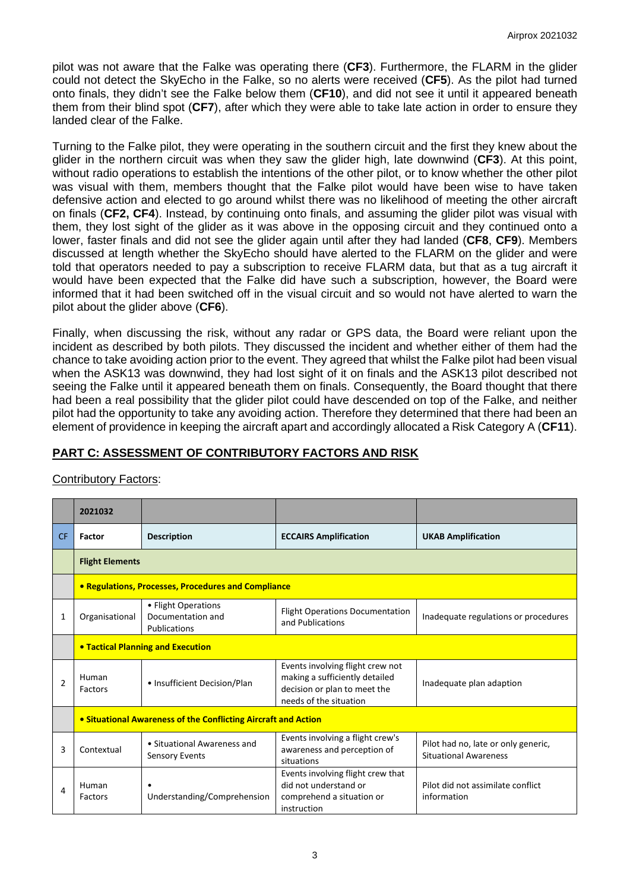pilot was not aware that the Falke was operating there (**CF3**). Furthermore, the FLARM in the glider could not detect the SkyEcho in the Falke, so no alerts were received (**CF5**). As the pilot had turned onto finals, they didn't see the Falke below them (**CF10**), and did not see it until it appeared beneath them from their blind spot (**CF7**), after which they were able to take late action in order to ensure they landed clear of the Falke.

Turning to the Falke pilot, they were operating in the southern circuit and the first they knew about the glider in the northern circuit was when they saw the glider high, late downwind (**CF3**). At this point, without radio operations to establish the intentions of the other pilot, or to know whether the other pilot was visual with them, members thought that the Falke pilot would have been wise to have taken defensive action and elected to go around whilst there was no likelihood of meeting the other aircraft on finals (**CF2, CF4**). Instead, by continuing onto finals, and assuming the glider pilot was visual with them, they lost sight of the glider as it was above in the opposing circuit and they continued onto a lower, faster finals and did not see the glider again until after they had landed (**CF8**, **CF9**). Members discussed at length whether the SkyEcho should have alerted to the FLARM on the glider and were told that operators needed to pay a subscription to receive FLARM data, but that as a tug aircraft it would have been expected that the Falke did have such a subscription, however, the Board were informed that it had been switched off in the visual circuit and so would not have alerted to warn the pilot about the glider above (**CF6**).

Finally, when discussing the risk, without any radar or GPS data, the Board were reliant upon the incident as described by both pilots. They discussed the incident and whether either of them had the chance to take avoiding action prior to the event. They agreed that whilst the Falke pilot had been visual when the ASK13 was downwind, they had lost sight of it on finals and the ASK13 pilot described not seeing the Falke until it appeared beneath them on finals. Consequently, the Board thought that there had been a real possibility that the glider pilot could have descended on top of the Falke, and neither pilot had the opportunity to take any avoiding action. Therefore they determined that there had been an element of providence in keeping the aircraft apart and accordingly allocated a Risk Category A (**CF11**).

## PART C: ASSESSMENT OF CONTRIBUTORY FACTORS AND RISK

Contributory Factors:

| | 2021032 | | | |
|---|---|---|---|---|
| **CF** | **Factor** | **Description** | **ECCAIRS Amplification** | **UKAB Amplification** |
| | **Flight Elements** | | | |
| | **• Regulations, Processes, Procedures and Compliance** | | | |
| 1 | Organisational | • Flight Operations Documentation and Publications | Flight Operations Documentation and Publications | Inadequate regulations or procedures |
| | **• Tactical Planning and Execution** | | | |
| 2 | Human Factors | • Insufficient Decision/Plan | Events involving flight crew not making a sufficiently detailed decision or plan to meet the needs of the situation | Inadequate plan adaption |
| | **• Situational Awareness of the Conflicting Aircraft and Action** | | | |
| 3 | Contextual | • Situational Awareness and Sensory Events | Events involving a flight crew's awareness and perception of situations | Pilot had no, late or only generic, Situational Awareness |
| 4 | Human Factors | • Understanding/Comprehension | Events involving flight crew that did not understand or comprehend a situation or instruction | Pilot did not assimilate conflict information |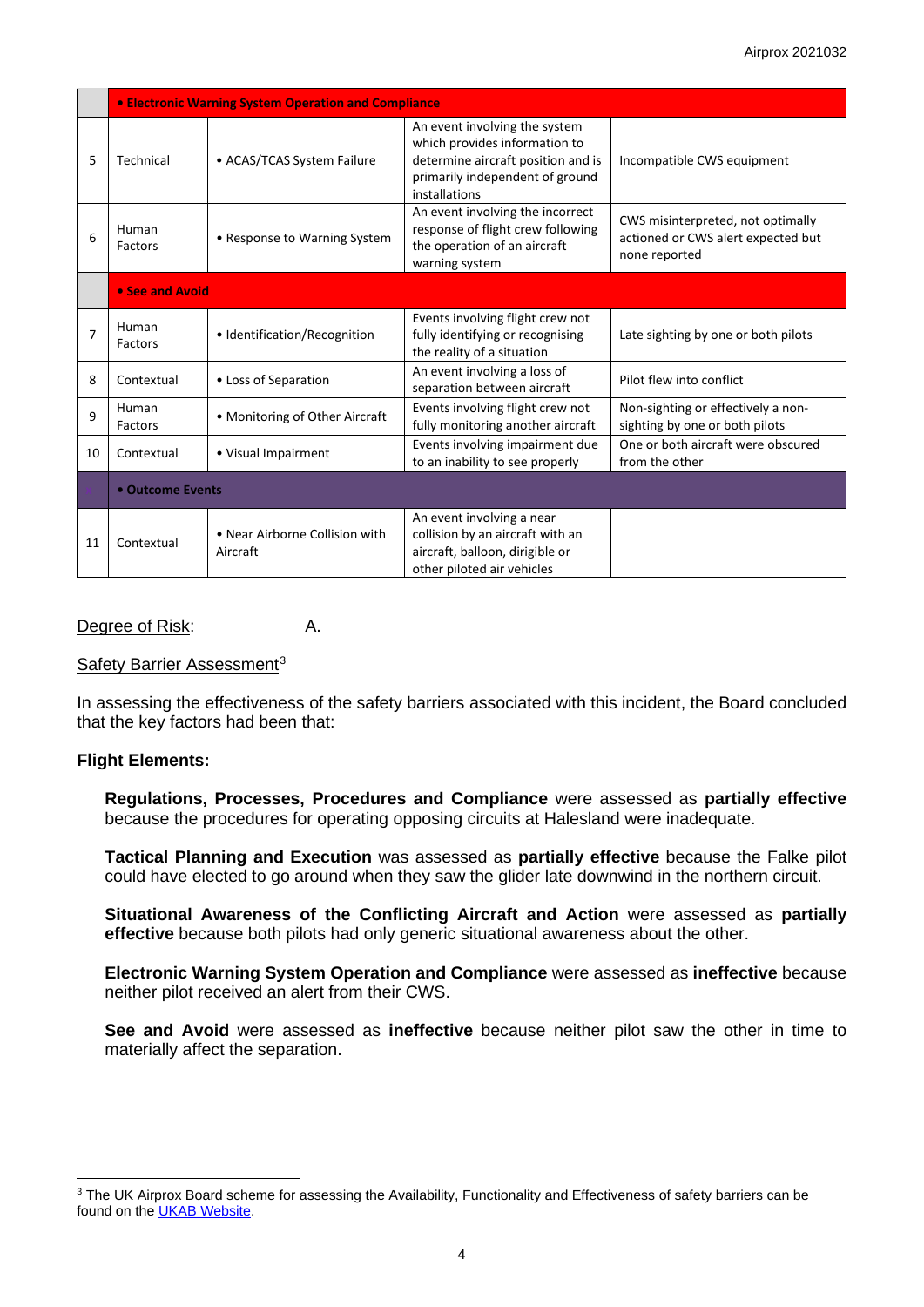| | | | | |
|---|---|---|---|---|
| | • Electronic Warning System Operation and Compliance | | | |
| 5 | Technical | • ACAS/TCAS System Failure | An event involving the system which provides information to determine aircraft position and is primarily independent of ground installations | Incompatible CWS equipment |
| 6 | Human Factors | • Response to Warning System | An event involving the incorrect response of flight crew following the operation of an aircraft warning system | CWS misinterpreted, not optimally actioned or CWS alert expected but none reported |
| | • See and Avoid | | | |
| 7 | Human Factors | • Identification/Recognition | Events involving flight crew not fully identifying or recognising the reality of a situation | Late sighting by one or both pilots |
| 8 | Contextual | • Loss of Separation | An event involving a loss of separation between aircraft | Pilot flew into conflict |
| 9 | Human Factors | • Monitoring of Other Aircraft | Events involving flight crew not fully monitoring another aircraft | Non-sighting or effectively a non-sighting by one or both pilots |
| 10 | Contextual | • Visual Impairment | Events involving impairment due to an inability to see properly | One or both aircraft were obscured from the other |
| | • Outcome Events | | | |
| 11 | Contextual | • Near Airborne Collision with Aircraft | An event involving a near collision by an aircraft with an aircraft, balloon, dirigible or other piloted air vehicles | |

Degree of Risk: A.

Safety Barrier Assessment[3]

In assessing the effectiveness of the safety barriers associated with this incident, the Board concluded that the key factors had been that:

**Flight Elements:**

**Regulations, Processes, Procedures and Compliance** were assessed as **partially effective** because the procedures for operating opposing circuits at Halesland were inadequate.

**Tactical Planning and Execution** was assessed as **partially effective** because the Falke pilot could have elected to go around when they saw the glider late downwind in the northern circuit.

**Situational Awareness of the Conflicting Aircraft and Action** were assessed as **partially effective** because both pilots had only generic situational awareness about the other.

**Electronic Warning System Operation and Compliance** were assessed as **ineffective** because neither pilot received an alert from their CWS.

**See and Avoid** were assessed as **ineffective** because neither pilot saw the other in time to materially affect the separation.

[3] The UK Airprox Board scheme for assessing the Availability, Functionality and Effectiveness of safety barriers can be found on the UKAB Website.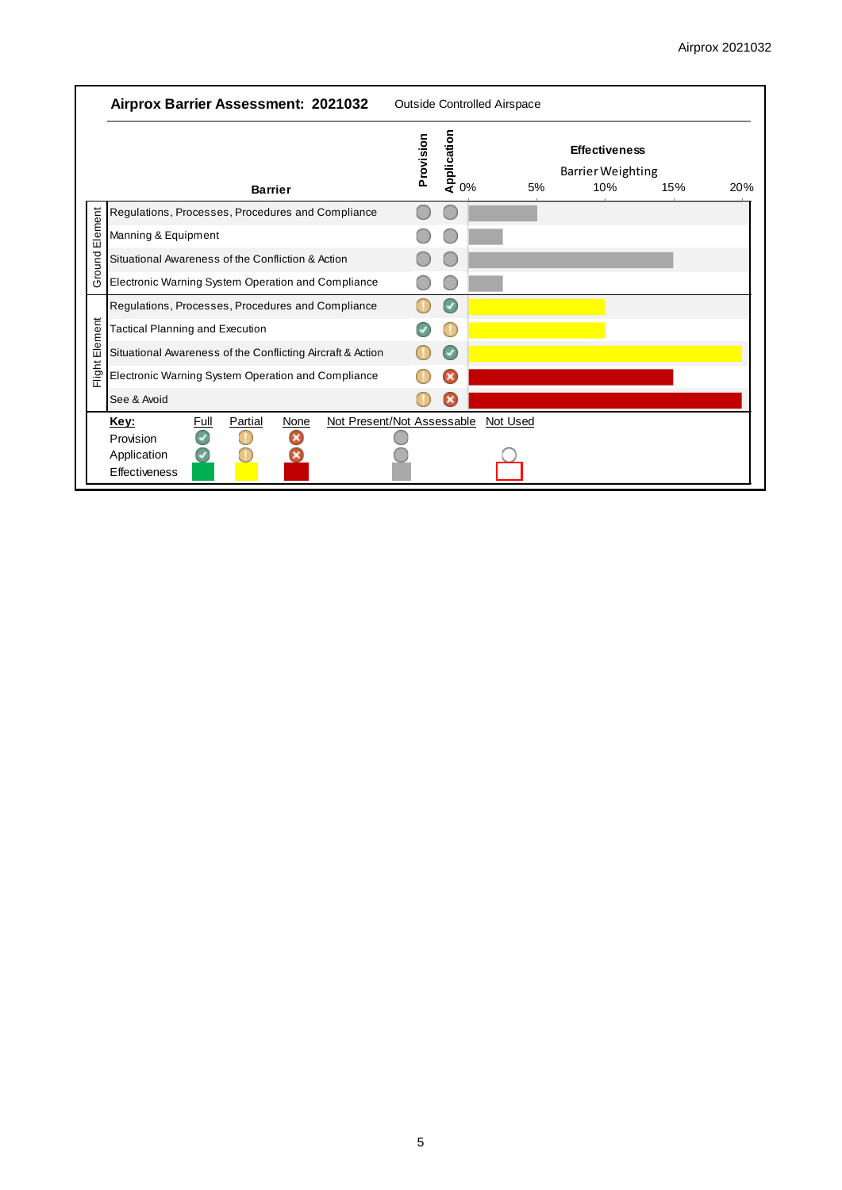## Airprox Barrier Assessment: 2021032

Outside Controlled Airspace

| | Barrier | Provision | Application | Effectiveness (Barrier Weighting) |
|---|---|---|---|---|
| Ground Element | Regulations, Processes, Procedures and Compliance | Not Present/Not Assessable | Not Present/Not Assessable | Not Present/Not Assessable |
| | Manning & Equipment | Not Present/Not Assessable | Not Present/Not Assessable | Not Present/Not Assessable |
| | Situational Awareness of the Confliction & Action | Not Present/Not Assessable | Not Present/Not Assessable | Not Present/Not Assessable |
| | Electronic Warning System Operation and Compliance | Not Present/Not Assessable | Not Present/Not Assessable | Not Present/Not Assessable |
| Flight Element | Regulations, Processes, Procedures and Compliance | Partial | Full | Partial |
| | Tactical Planning and Execution | Full | Partial | Partial |
| | Situational Awareness of the Conflicting Aircraft & Action | Partial | Full | Partial |
| | Electronic Warning System Operation and Compliance | Partial | None | None |
| | See & Avoid | Partial | None | None |

Effectiveness axis: 0% 5% 10% 15% 20%

**Key:** Full, Partial, None, Not Present/Not Assessable, Not Used

Provision

Application

Effectiveness